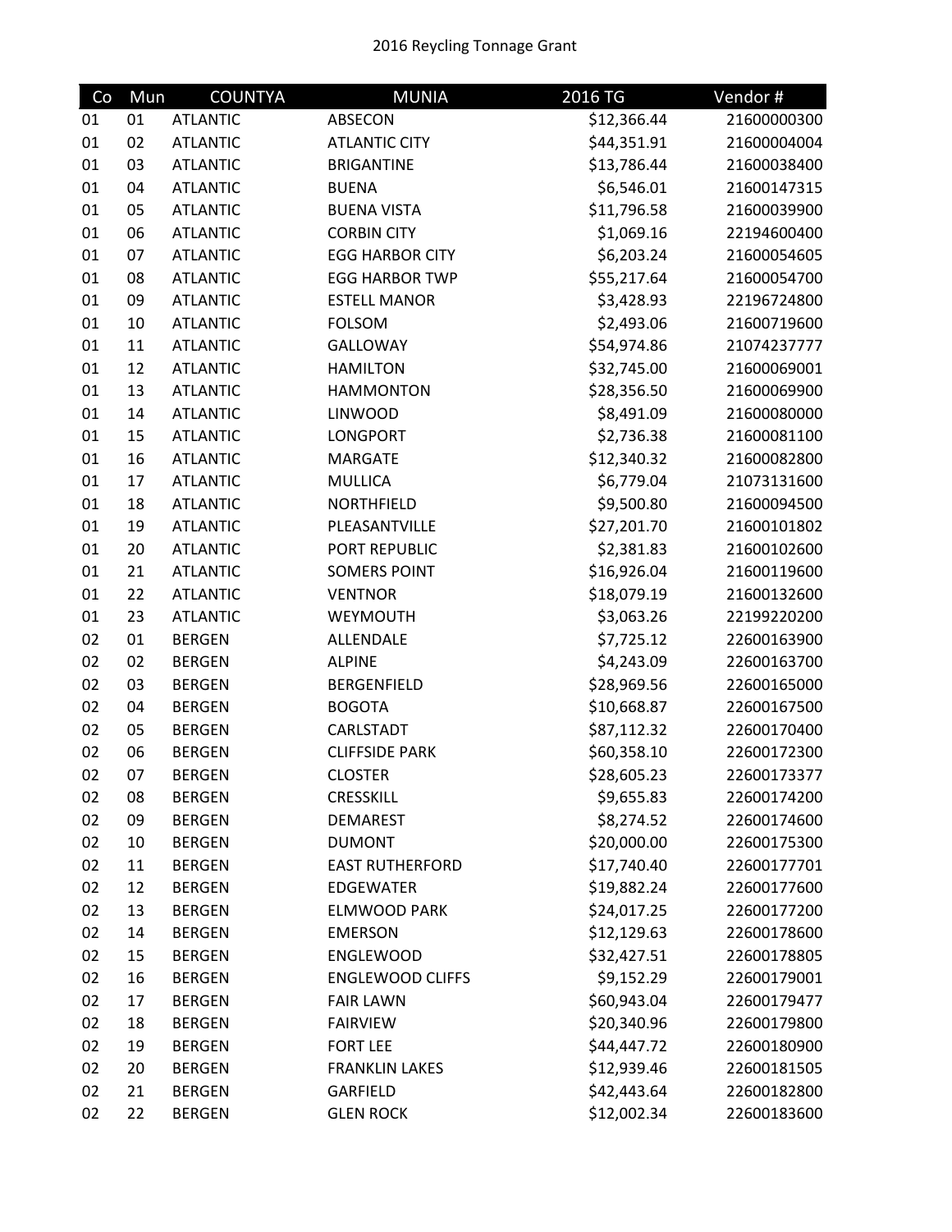2016 Reycling Tonnage Grant

| Co | Mun | COUNTYA | MUNIA | 2016 TG | Vendor # |
|---|---|---|---|---|---|
| 01 | 01 | ATLANTIC | ABSECON | $12,366.44 | 21600000300 |
| 01 | 02 | ATLANTIC | ATLANTIC CITY | $44,351.91 | 21600004004 |
| 01 | 03 | ATLANTIC | BRIGANTINE | $13,786.44 | 21600038400 |
| 01 | 04 | ATLANTIC | BUENA | $6,546.01 | 21600147315 |
| 01 | 05 | ATLANTIC | BUENA VISTA | $11,796.58 | 21600039900 |
| 01 | 06 | ATLANTIC | CORBIN CITY | $1,069.16 | 22194600400 |
| 01 | 07 | ATLANTIC | EGG HARBOR CITY | $6,203.24 | 21600054605 |
| 01 | 08 | ATLANTIC | EGG HARBOR TWP | $55,217.64 | 21600054700 |
| 01 | 09 | ATLANTIC | ESTELL MANOR | $3,428.93 | 22196724800 |
| 01 | 10 | ATLANTIC | FOLSOM | $2,493.06 | 21600719600 |
| 01 | 11 | ATLANTIC | GALLOWAY | $54,974.86 | 21074237777 |
| 01 | 12 | ATLANTIC | HAMILTON | $32,745.00 | 21600069001 |
| 01 | 13 | ATLANTIC | HAMMONTON | $28,356.50 | 21600069900 |
| 01 | 14 | ATLANTIC | LINWOOD | $8,491.09 | 21600080000 |
| 01 | 15 | ATLANTIC | LONGPORT | $2,736.38 | 21600081100 |
| 01 | 16 | ATLANTIC | MARGATE | $12,340.32 | 21600082800 |
| 01 | 17 | ATLANTIC | MULLICA | $6,779.04 | 21073131600 |
| 01 | 18 | ATLANTIC | NORTHFIELD | $9,500.80 | 21600094500 |
| 01 | 19 | ATLANTIC | PLEASANTVILLE | $27,201.70 | 21600101802 |
| 01 | 20 | ATLANTIC | PORT REPUBLIC | $2,381.83 | 21600102600 |
| 01 | 21 | ATLANTIC | SOMERS POINT | $16,926.04 | 21600119600 |
| 01 | 22 | ATLANTIC | VENTNOR | $18,079.19 | 21600132600 |
| 01 | 23 | ATLANTIC | WEYMOUTH | $3,063.26 | 22199220200 |
| 02 | 01 | BERGEN | ALLENDALE | $7,725.12 | 22600163900 |
| 02 | 02 | BERGEN | ALPINE | $4,243.09 | 22600163700 |
| 02 | 03 | BERGEN | BERGENFIELD | $28,969.56 | 22600165000 |
| 02 | 04 | BERGEN | BOGOTA | $10,668.87 | 22600167500 |
| 02 | 05 | BERGEN | CARLSTADT | $87,112.32 | 22600170400 |
| 02 | 06 | BERGEN | CLIFFSIDE PARK | $60,358.10 | 22600172300 |
| 02 | 07 | BERGEN | CLOSTER | $28,605.23 | 22600173377 |
| 02 | 08 | BERGEN | CRESSKILL | $9,655.83 | 22600174200 |
| 02 | 09 | BERGEN | DEMAREST | $8,274.52 | 22600174600 |
| 02 | 10 | BERGEN | DUMONT | $20,000.00 | 22600175300 |
| 02 | 11 | BERGEN | EAST RUTHERFORD | $17,740.40 | 22600177701 |
| 02 | 12 | BERGEN | EDGEWATER | $19,882.24 | 22600177600 |
| 02 | 13 | BERGEN | ELMWOOD PARK | $24,017.25 | 22600177200 |
| 02 | 14 | BERGEN | EMERSON | $12,129.63 | 22600178600 |
| 02 | 15 | BERGEN | ENGLEWOOD | $32,427.51 | 22600178805 |
| 02 | 16 | BERGEN | ENGLEWOOD CLIFFS | $9,152.29 | 22600179001 |
| 02 | 17 | BERGEN | FAIR LAWN | $60,943.04 | 22600179477 |
| 02 | 18 | BERGEN | FAIRVIEW | $20,340.96 | 22600179800 |
| 02 | 19 | BERGEN | FORT LEE | $44,447.72 | 22600180900 |
| 02 | 20 | BERGEN | FRANKLIN LAKES | $12,939.46 | 22600181505 |
| 02 | 21 | BERGEN | GARFIELD | $42,443.64 | 22600182800 |
| 02 | 22 | BERGEN | GLEN ROCK | $12,002.34 | 22600183600 |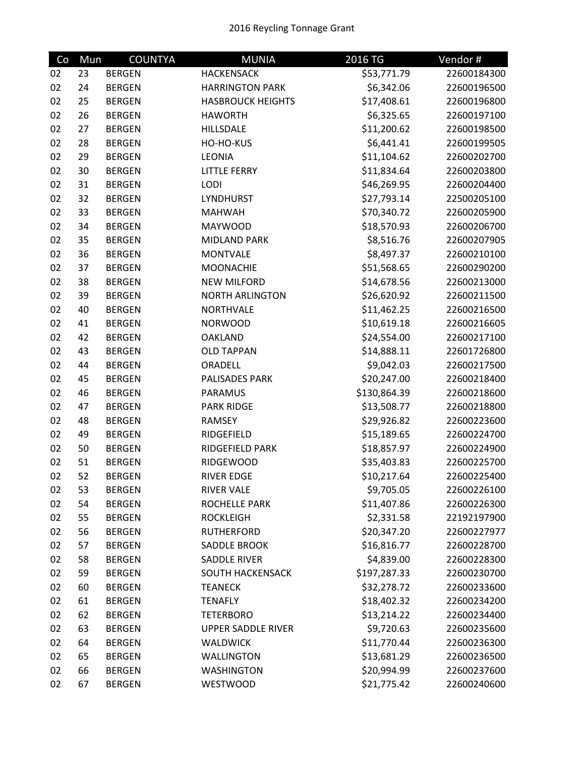2016 Reycling Tonnage Grant

| Co | Mun | COUNTYA | MUNIA | 2016 TG | Vendor # |
|---|---|---|---|---|---|
| 02 | 23 | BERGEN | HACKENSACK | $53,771.79 | 22600184300 |
| 02 | 24 | BERGEN | HARRINGTON PARK | $6,342.06 | 22600196500 |
| 02 | 25 | BERGEN | HASBROUCK HEIGHTS | $17,408.61 | 22600196800 |
| 02 | 26 | BERGEN | HAWORTH | $6,325.65 | 22600197100 |
| 02 | 27 | BERGEN | HILLSDALE | $11,200.62 | 22600198500 |
| 02 | 28 | BERGEN | HO-HO-KUS | $6,441.41 | 22600199505 |
| 02 | 29 | BERGEN | LEONIA | $11,104.62 | 22600202700 |
| 02 | 30 | BERGEN | LITTLE FERRY | $11,834.64 | 22600203800 |
| 02 | 31 | BERGEN | LODI | $46,269.95 | 22600204400 |
| 02 | 32 | BERGEN | LYNDHURST | $27,793.14 | 22500205100 |
| 02 | 33 | BERGEN | MAHWAH | $70,340.72 | 22600205900 |
| 02 | 34 | BERGEN | MAYWOOD | $18,570.93 | 22600206700 |
| 02 | 35 | BERGEN | MIDLAND PARK | $8,516.76 | 22600207905 |
| 02 | 36 | BERGEN | MONTVALE | $8,497.37 | 22600210100 |
| 02 | 37 | BERGEN | MOONACHIE | $51,568.65 | 22600290200 |
| 02 | 38 | BERGEN | NEW MILFORD | $14,678.56 | 22600213000 |
| 02 | 39 | BERGEN | NORTH ARLINGTON | $26,620.92 | 22600211500 |
| 02 | 40 | BERGEN | NORTHVALE | $11,462.25 | 22600216500 |
| 02 | 41 | BERGEN | NORWOOD | $10,619.18 | 22600216605 |
| 02 | 42 | BERGEN | OAKLAND | $24,554.00 | 22600217100 |
| 02 | 43 | BERGEN | OLD TAPPAN | $14,888.11 | 22601726800 |
| 02 | 44 | BERGEN | ORADELL | $9,042.03 | 22600217500 |
| 02 | 45 | BERGEN | PALISADES PARK | $20,247.00 | 22600218400 |
| 02 | 46 | BERGEN | PARAMUS | $130,864.39 | 22600218600 |
| 02 | 47 | BERGEN | PARK RIDGE | $13,508.77 | 22600218800 |
| 02 | 48 | BERGEN | RAMSEY | $29,926.82 | 22600223600 |
| 02 | 49 | BERGEN | RIDGEFIELD | $15,189.65 | 22600224700 |
| 02 | 50 | BERGEN | RIDGEFIELD PARK | $18,857.97 | 22600224900 |
| 02 | 51 | BERGEN | RIDGEWOOD | $35,403.83 | 22600225700 |
| 02 | 52 | BERGEN | RIVER EDGE | $10,217.64 | 22600225400 |
| 02 | 53 | BERGEN | RIVER VALE | $9,705.05 | 22600226100 |
| 02 | 54 | BERGEN | ROCHELLE PARK | $11,407.86 | 22600226300 |
| 02 | 55 | BERGEN | ROCKLEIGH | $2,331.58 | 22192197900 |
| 02 | 56 | BERGEN | RUTHERFORD | $20,347.20 | 22600227977 |
| 02 | 57 | BERGEN | SADDLE BROOK | $16,816.77 | 22600228700 |
| 02 | 58 | BERGEN | SADDLE RIVER | $4,839.00 | 22600228300 |
| 02 | 59 | BERGEN | SOUTH HACKENSACK | $197,287.33 | 22600230700 |
| 02 | 60 | BERGEN | TEANECK | $32,278.72 | 22600233600 |
| 02 | 61 | BERGEN | TENAFLY | $18,402.32 | 22600234200 |
| 02 | 62 | BERGEN | TETERBORO | $13,214.22 | 22600234400 |
| 02 | 63 | BERGEN | UPPER SADDLE RIVER | $9,720.63 | 22600235600 |
| 02 | 64 | BERGEN | WALDWICK | $11,770.44 | 22600236300 |
| 02 | 65 | BERGEN | WALLINGTON | $13,681.29 | 22600236500 |
| 02 | 66 | BERGEN | WASHINGTON | $20,994.99 | 22600237600 |
| 02 | 67 | BERGEN | WESTWOOD | $21,775.42 | 22600240600 |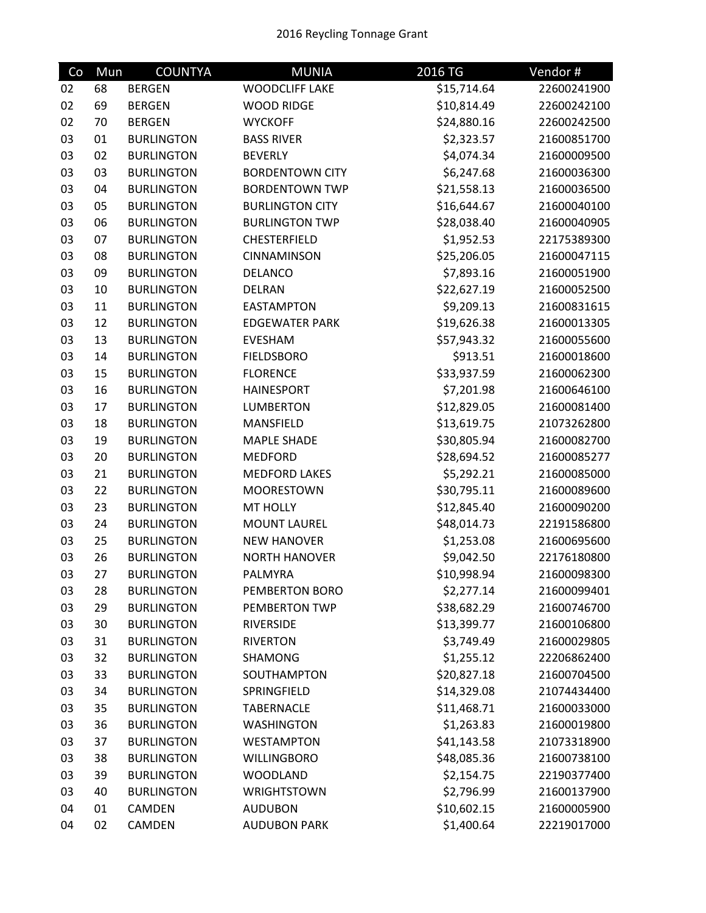2016 Reycling Tonnage Grant

| Co | Mun | COUNTYA | MUNIA | 2016 TG | Vendor # |
|---|---|---|---|---|---|
| 02 | 68 | BERGEN | WOODCLIFF LAKE | $15,714.64 | 22600241900 |
| 02 | 69 | BERGEN | WOOD RIDGE | $10,814.49 | 22600242100 |
| 02 | 70 | BERGEN | WYCKOFF | $24,880.16 | 22600242500 |
| 03 | 01 | BURLINGTON | BASS RIVER | $2,323.57 | 21600851700 |
| 03 | 02 | BURLINGTON | BEVERLY | $4,074.34 | 21600009500 |
| 03 | 03 | BURLINGTON | BORDENTOWN CITY | $6,247.68 | 21600036300 |
| 03 | 04 | BURLINGTON | BORDENTOWN TWP | $21,558.13 | 21600036500 |
| 03 | 05 | BURLINGTON | BURLINGTON CITY | $16,644.67 | 21600040100 |
| 03 | 06 | BURLINGTON | BURLINGTON TWP | $28,038.40 | 21600040905 |
| 03 | 07 | BURLINGTON | CHESTERFIELD | $1,952.53 | 22175389300 |
| 03 | 08 | BURLINGTON | CINNAMINSON | $25,206.05 | 21600047115 |
| 03 | 09 | BURLINGTON | DELANCO | $7,893.16 | 21600051900 |
| 03 | 10 | BURLINGTON | DELRAN | $22,627.19 | 21600052500 |
| 03 | 11 | BURLINGTON | EASTAMPTON | $9,209.13 | 21600831615 |
| 03 | 12 | BURLINGTON | EDGEWATER PARK | $19,626.38 | 21600013305 |
| 03 | 13 | BURLINGTON | EVESHAM | $57,943.32 | 21600055600 |
| 03 | 14 | BURLINGTON | FIELDSBORO | $913.51 | 21600018600 |
| 03 | 15 | BURLINGTON | FLORENCE | $33,937.59 | 21600062300 |
| 03 | 16 | BURLINGTON | HAINESPORT | $7,201.98 | 21600646100 |
| 03 | 17 | BURLINGTON | LUMBERTON | $12,829.05 | 21600081400 |
| 03 | 18 | BURLINGTON | MANSFIELD | $13,619.75 | 21073262800 |
| 03 | 19 | BURLINGTON | MAPLE SHADE | $30,805.94 | 21600082700 |
| 03 | 20 | BURLINGTON | MEDFORD | $28,694.52 | 21600085277 |
| 03 | 21 | BURLINGTON | MEDFORD LAKES | $5,292.21 | 21600085000 |
| 03 | 22 | BURLINGTON | MOORESTOWN | $30,795.11 | 21600089600 |
| 03 | 23 | BURLINGTON | MT HOLLY | $12,845.40 | 21600090200 |
| 03 | 24 | BURLINGTON | MOUNT LAUREL | $48,014.73 | 22191586800 |
| 03 | 25 | BURLINGTON | NEW HANOVER | $1,253.08 | 21600695600 |
| 03 | 26 | BURLINGTON | NORTH HANOVER | $9,042.50 | 22176180800 |
| 03 | 27 | BURLINGTON | PALMYRA | $10,998.94 | 21600098300 |
| 03 | 28 | BURLINGTON | PEMBERTON BORO | $2,277.14 | 21600099401 |
| 03 | 29 | BURLINGTON | PEMBERTON TWP | $38,682.29 | 21600746700 |
| 03 | 30 | BURLINGTON | RIVERSIDE | $13,399.77 | 21600106800 |
| 03 | 31 | BURLINGTON | RIVERTON | $3,749.49 | 21600029805 |
| 03 | 32 | BURLINGTON | SHAMONG | $1,255.12 | 22206862400 |
| 03 | 33 | BURLINGTON | SOUTHAMPTON | $20,827.18 | 21600704500 |
| 03 | 34 | BURLINGTON | SPRINGFIELD | $14,329.08 | 21074434400 |
| 03 | 35 | BURLINGTON | TABERNACLE | $11,468.71 | 21600033000 |
| 03 | 36 | BURLINGTON | WASHINGTON | $1,263.83 | 21600019800 |
| 03 | 37 | BURLINGTON | WESTAMPTON | $41,143.58 | 21073318900 |
| 03 | 38 | BURLINGTON | WILLINGBORO | $48,085.36 | 21600738100 |
| 03 | 39 | BURLINGTON | WOODLAND | $2,154.75 | 22190377400 |
| 03 | 40 | BURLINGTON | WRIGHTSTOWN | $2,796.99 | 21600137900 |
| 04 | 01 | CAMDEN | AUDUBON | $10,602.15 | 21600005900 |
| 04 | 02 | CAMDEN | AUDUBON PARK | $1,400.64 | 22219017000 |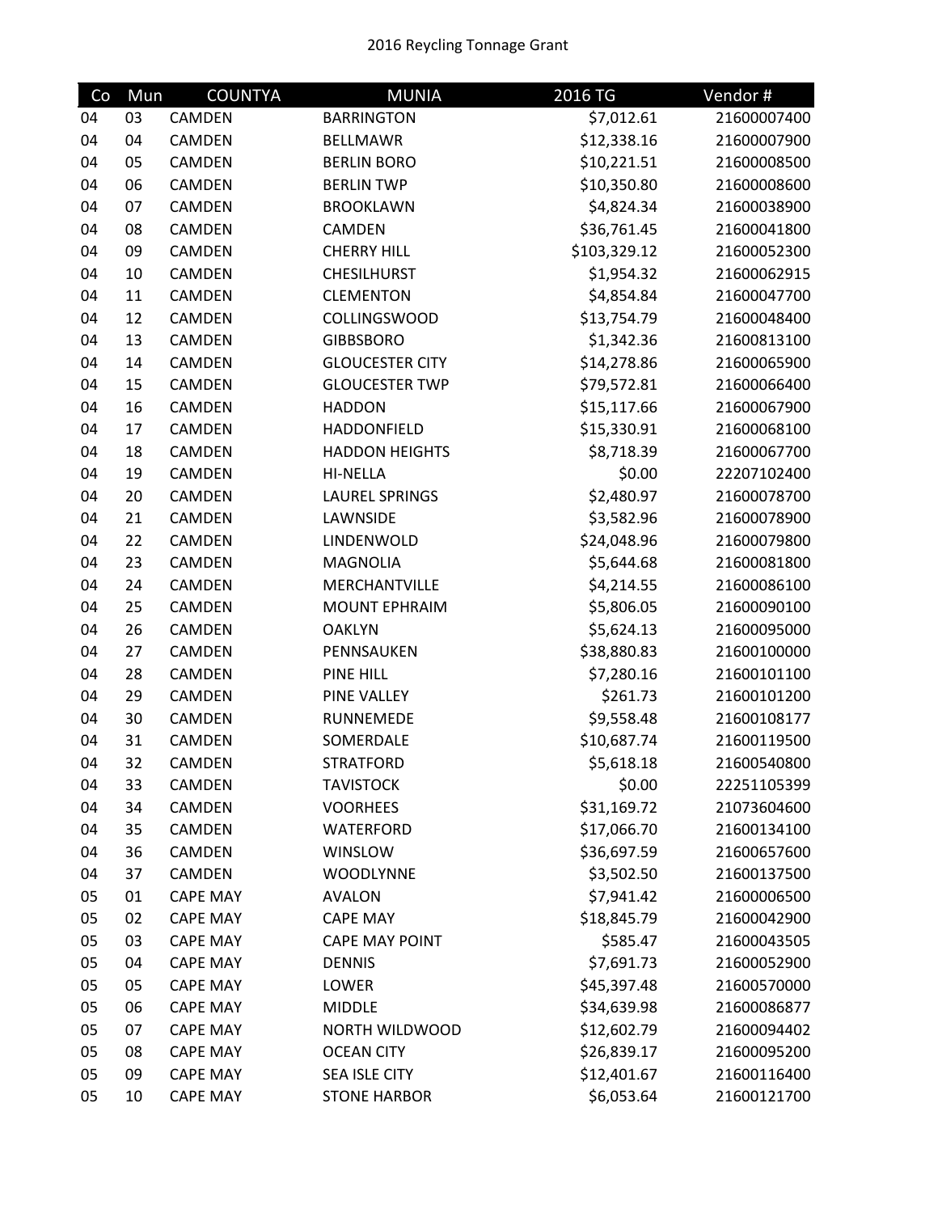2016 Reycling Tonnage Grant

| Co | Mun | COUNTYA | MUNIA | 2016 TG | Vendor # |
|---|---|---|---|---|---|
| 04 | 03 | CAMDEN | BARRINGTON | $7,012.61 | 21600007400 |
| 04 | 04 | CAMDEN | BELLMAWR | $12,338.16 | 21600007900 |
| 04 | 05 | CAMDEN | BERLIN BORO | $10,221.51 | 21600008500 |
| 04 | 06 | CAMDEN | BERLIN TWP | $10,350.80 | 21600008600 |
| 04 | 07 | CAMDEN | BROOKLAWN | $4,824.34 | 21600038900 |
| 04 | 08 | CAMDEN | CAMDEN | $36,761.45 | 21600041800 |
| 04 | 09 | CAMDEN | CHERRY HILL | $103,329.12 | 21600052300 |
| 04 | 10 | CAMDEN | CHESILHURST | $1,954.32 | 21600062915 |
| 04 | 11 | CAMDEN | CLEMENTON | $4,854.84 | 21600047700 |
| 04 | 12 | CAMDEN | COLLINGSWOOD | $13,754.79 | 21600048400 |
| 04 | 13 | CAMDEN | GIBBSBORO | $1,342.36 | 21600813100 |
| 04 | 14 | CAMDEN | GLOUCESTER CITY | $14,278.86 | 21600065900 |
| 04 | 15 | CAMDEN | GLOUCESTER TWP | $79,572.81 | 21600066400 |
| 04 | 16 | CAMDEN | HADDON | $15,117.66 | 21600067900 |
| 04 | 17 | CAMDEN | HADDONFIELD | $15,330.91 | 21600068100 |
| 04 | 18 | CAMDEN | HADDON HEIGHTS | $8,718.39 | 21600067700 |
| 04 | 19 | CAMDEN | HI-NELLA | $0.00 | 22207102400 |
| 04 | 20 | CAMDEN | LAUREL SPRINGS | $2,480.97 | 21600078700 |
| 04 | 21 | CAMDEN | LAWNSIDE | $3,582.96 | 21600078900 |
| 04 | 22 | CAMDEN | LINDENWOLD | $24,048.96 | 21600079800 |
| 04 | 23 | CAMDEN | MAGNOLIA | $5,644.68 | 21600081800 |
| 04 | 24 | CAMDEN | MERCHANTVILLE | $4,214.55 | 21600086100 |
| 04 | 25 | CAMDEN | MOUNT EPHRAIM | $5,806.05 | 21600090100 |
| 04 | 26 | CAMDEN | OAKLYN | $5,624.13 | 21600095000 |
| 04 | 27 | CAMDEN | PENNSAUKEN | $38,880.83 | 21600100000 |
| 04 | 28 | CAMDEN | PINE HILL | $7,280.16 | 21600101100 |
| 04 | 29 | CAMDEN | PINE VALLEY | $261.73 | 21600101200 |
| 04 | 30 | CAMDEN | RUNNEMEDE | $9,558.48 | 21600108177 |
| 04 | 31 | CAMDEN | SOMERDALE | $10,687.74 | 21600119500 |
| 04 | 32 | CAMDEN | STRATFORD | $5,618.18 | 21600540800 |
| 04 | 33 | CAMDEN | TAVISTOCK | $0.00 | 22251105399 |
| 04 | 34 | CAMDEN | VOORHEES | $31,169.72 | 21073604600 |
| 04 | 35 | CAMDEN | WATERFORD | $17,066.70 | 21600134100 |
| 04 | 36 | CAMDEN | WINSLOW | $36,697.59 | 21600657600 |
| 04 | 37 | CAMDEN | WOODLYNNE | $3,502.50 | 21600137500 |
| 05 | 01 | CAPE MAY | AVALON | $7,941.42 | 21600006500 |
| 05 | 02 | CAPE MAY | CAPE MAY | $18,845.79 | 21600042900 |
| 05 | 03 | CAPE MAY | CAPE MAY POINT | $585.47 | 21600043505 |
| 05 | 04 | CAPE MAY | DENNIS | $7,691.73 | 21600052900 |
| 05 | 05 | CAPE MAY | LOWER | $45,397.48 | 21600570000 |
| 05 | 06 | CAPE MAY | MIDDLE | $34,639.98 | 21600086877 |
| 05 | 07 | CAPE MAY | NORTH WILDWOOD | $12,602.79 | 21600094402 |
| 05 | 08 | CAPE MAY | OCEAN CITY | $26,839.17 | 21600095200 |
| 05 | 09 | CAPE MAY | SEA ISLE CITY | $12,401.67 | 21600116400 |
| 05 | 10 | CAPE MAY | STONE HARBOR | $6,053.64 | 21600121700 |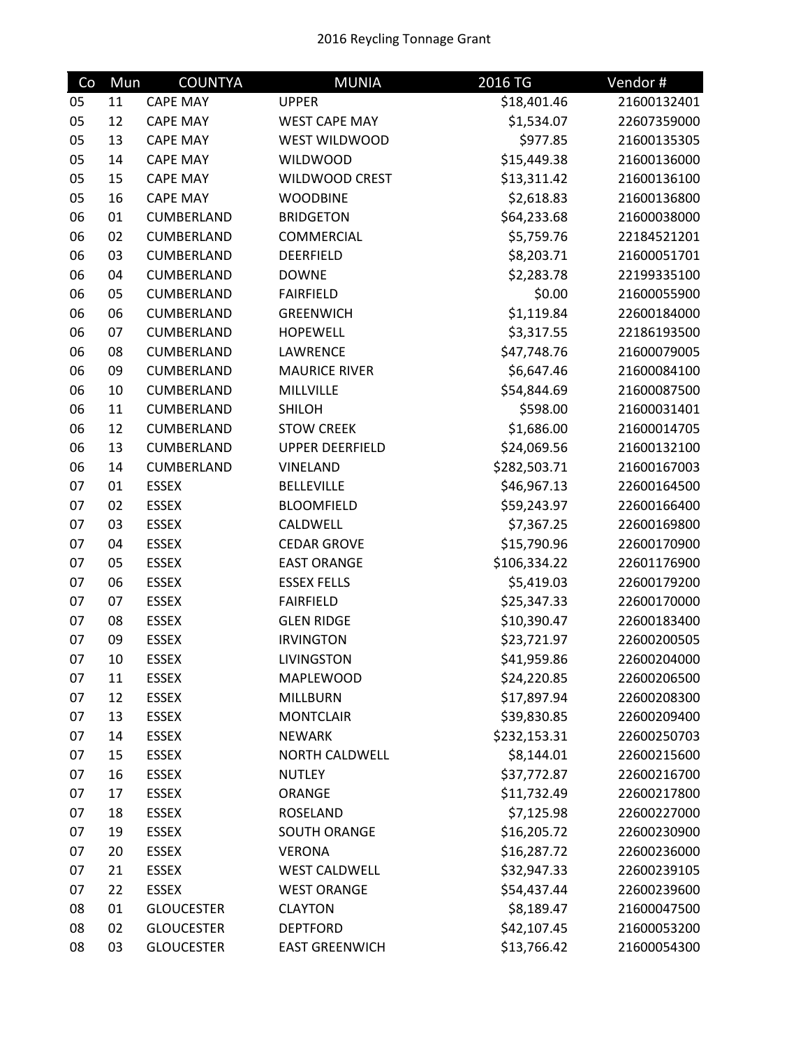2016 Reycling Tonnage Grant

| Co | Mun | COUNTYA | MUNIA | 2016 TG | Vendor # |
|---|---|---|---|---|---|
| 05 | 11 | CAPE MAY | UPPER | $18,401.46 | 21600132401 |
| 05 | 12 | CAPE MAY | WEST CAPE MAY | $1,534.07 | 22607359000 |
| 05 | 13 | CAPE MAY | WEST WILDWOOD | $977.85 | 21600135305 |
| 05 | 14 | CAPE MAY | WILDWOOD | $15,449.38 | 21600136000 |
| 05 | 15 | CAPE MAY | WILDWOOD CREST | $13,311.42 | 21600136100 |
| 05 | 16 | CAPE MAY | WOODBINE | $2,618.83 | 21600136800 |
| 06 | 01 | CUMBERLAND | BRIDGETON | $64,233.68 | 21600038000 |
| 06 | 02 | CUMBERLAND | COMMERCIAL | $5,759.76 | 22184521201 |
| 06 | 03 | CUMBERLAND | DEERFIELD | $8,203.71 | 21600051701 |
| 06 | 04 | CUMBERLAND | DOWNE | $2,283.78 | 22199335100 |
| 06 | 05 | CUMBERLAND | FAIRFIELD | $0.00 | 21600055900 |
| 06 | 06 | CUMBERLAND | GREENWICH | $1,119.84 | 22600184000 |
| 06 | 07 | CUMBERLAND | HOPEWELL | $3,317.55 | 22186193500 |
| 06 | 08 | CUMBERLAND | LAWRENCE | $47,748.76 | 21600079005 |
| 06 | 09 | CUMBERLAND | MAURICE RIVER | $6,647.46 | 21600084100 |
| 06 | 10 | CUMBERLAND | MILLVILLE | $54,844.69 | 21600087500 |
| 06 | 11 | CUMBERLAND | SHILOH | $598.00 | 21600031401 |
| 06 | 12 | CUMBERLAND | STOW CREEK | $1,686.00 | 21600014705 |
| 06 | 13 | CUMBERLAND | UPPER DEERFIELD | $24,069.56 | 21600132100 |
| 06 | 14 | CUMBERLAND | VINELAND | $282,503.71 | 21600167003 |
| 07 | 01 | ESSEX | BELLEVILLE | $46,967.13 | 22600164500 |
| 07 | 02 | ESSEX | BLOOMFIELD | $59,243.97 | 22600166400 |
| 07 | 03 | ESSEX | CALDWELL | $7,367.25 | 22600169800 |
| 07 | 04 | ESSEX | CEDAR GROVE | $15,790.96 | 22600170900 |
| 07 | 05 | ESSEX | EAST ORANGE | $106,334.22 | 22601176900 |
| 07 | 06 | ESSEX | ESSEX FELLS | $5,419.03 | 22600179200 |
| 07 | 07 | ESSEX | FAIRFIELD | $25,347.33 | 22600170000 |
| 07 | 08 | ESSEX | GLEN RIDGE | $10,390.47 | 22600183400 |
| 07 | 09 | ESSEX | IRVINGTON | $23,721.97 | 22600200505 |
| 07 | 10 | ESSEX | LIVINGSTON | $41,959.86 | 22600204000 |
| 07 | 11 | ESSEX | MAPLEWOOD | $24,220.85 | 22600206500 |
| 07 | 12 | ESSEX | MILLBURN | $17,897.94 | 22600208300 |
| 07 | 13 | ESSEX | MONTCLAIR | $39,830.85 | 22600209400 |
| 07 | 14 | ESSEX | NEWARK | $232,153.31 | 22600250703 |
| 07 | 15 | ESSEX | NORTH CALDWELL | $8,144.01 | 22600215600 |
| 07 | 16 | ESSEX | NUTLEY | $37,772.87 | 22600216700 |
| 07 | 17 | ESSEX | ORANGE | $11,732.49 | 22600217800 |
| 07 | 18 | ESSEX | ROSELAND | $7,125.98 | 22600227000 |
| 07 | 19 | ESSEX | SOUTH ORANGE | $16,205.72 | 22600230900 |
| 07 | 20 | ESSEX | VERONA | $16,287.72 | 22600236000 |
| 07 | 21 | ESSEX | WEST CALDWELL | $32,947.33 | 22600239105 |
| 07 | 22 | ESSEX | WEST ORANGE | $54,437.44 | 22600239600 |
| 08 | 01 | GLOUCESTER | CLAYTON | $8,189.47 | 21600047500 |
| 08 | 02 | GLOUCESTER | DEPTFORD | $42,107.45 | 21600053200 |
| 08 | 03 | GLOUCESTER | EAST GREENWICH | $13,766.42 | 21600054300 |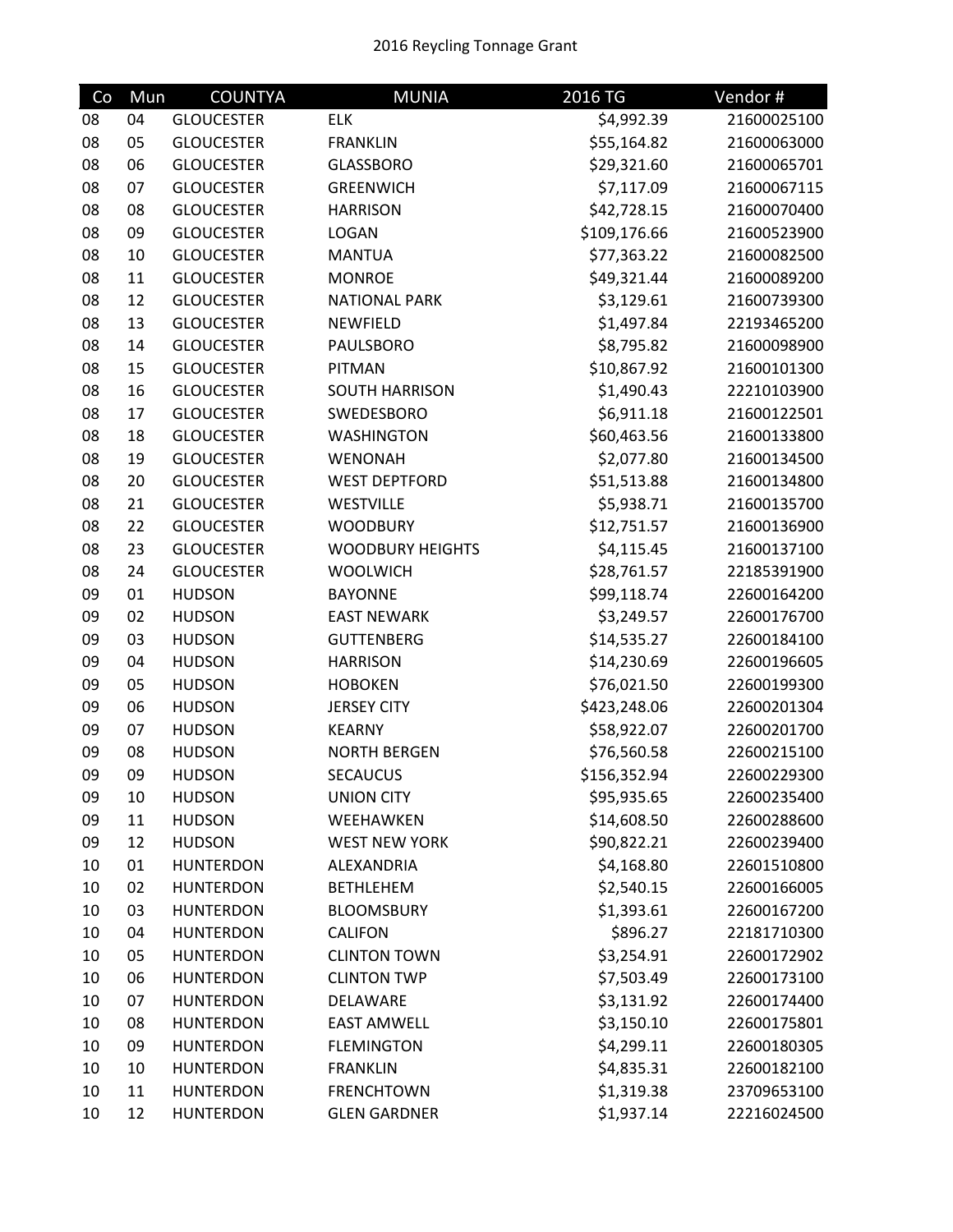2016 Reycling Tonnage Grant

| Co | Mun | COUNTYA | MUNIA | 2016 TG | Vendor # |
|---|---|---|---|---|---|
| 08 | 04 | GLOUCESTER | ELK | $4,992.39 | 21600025100 |
| 08 | 05 | GLOUCESTER | FRANKLIN | $55,164.82 | 21600063000 |
| 08 | 06 | GLOUCESTER | GLASSBORO | $29,321.60 | 21600065701 |
| 08 | 07 | GLOUCESTER | GREENWICH | $7,117.09 | 21600067115 |
| 08 | 08 | GLOUCESTER | HARRISON | $42,728.15 | 21600070400 |
| 08 | 09 | GLOUCESTER | LOGAN | $109,176.66 | 21600523900 |
| 08 | 10 | GLOUCESTER | MANTUA | $77,363.22 | 21600082500 |
| 08 | 11 | GLOUCESTER | MONROE | $49,321.44 | 21600089200 |
| 08 | 12 | GLOUCESTER | NATIONAL PARK | $3,129.61 | 21600739300 |
| 08 | 13 | GLOUCESTER | NEWFIELD | $1,497.84 | 22193465200 |
| 08 | 14 | GLOUCESTER | PAULSBORO | $8,795.82 | 21600098900 |
| 08 | 15 | GLOUCESTER | PITMAN | $10,867.92 | 21600101300 |
| 08 | 16 | GLOUCESTER | SOUTH HARRISON | $1,490.43 | 22210103900 |
| 08 | 17 | GLOUCESTER | SWEDESBORO | $6,911.18 | 21600122501 |
| 08 | 18 | GLOUCESTER | WASHINGTON | $60,463.56 | 21600133800 |
| 08 | 19 | GLOUCESTER | WENONAH | $2,077.80 | 21600134500 |
| 08 | 20 | GLOUCESTER | WEST DEPTFORD | $51,513.88 | 21600134800 |
| 08 | 21 | GLOUCESTER | WESTVILLE | $5,938.71 | 21600135700 |
| 08 | 22 | GLOUCESTER | WOODBURY | $12,751.57 | 21600136900 |
| 08 | 23 | GLOUCESTER | WOODBURY HEIGHTS | $4,115.45 | 21600137100 |
| 08 | 24 | GLOUCESTER | WOOLWICH | $28,761.57 | 22185391900 |
| 09 | 01 | HUDSON | BAYONNE | $99,118.74 | 22600164200 |
| 09 | 02 | HUDSON | EAST NEWARK | $3,249.57 | 22600176700 |
| 09 | 03 | HUDSON | GUTTENBERG | $14,535.27 | 22600184100 |
| 09 | 04 | HUDSON | HARRISON | $14,230.69 | 22600196605 |
| 09 | 05 | HUDSON | HOBOKEN | $76,021.50 | 22600199300 |
| 09 | 06 | HUDSON | JERSEY CITY | $423,248.06 | 22600201304 |
| 09 | 07 | HUDSON | KEARNY | $58,922.07 | 22600201700 |
| 09 | 08 | HUDSON | NORTH BERGEN | $76,560.58 | 22600215100 |
| 09 | 09 | HUDSON | SECAUCUS | $156,352.94 | 22600229300 |
| 09 | 10 | HUDSON | UNION CITY | $95,935.65 | 22600235400 |
| 09 | 11 | HUDSON | WEEHAWKEN | $14,608.50 | 22600288600 |
| 09 | 12 | HUDSON | WEST NEW YORK | $90,822.21 | 22600239400 |
| 10 | 01 | HUNTERDON | ALEXANDRIA | $4,168.80 | 22601510800 |
| 10 | 02 | HUNTERDON | BETHLEHEM | $2,540.15 | 22600166005 |
| 10 | 03 | HUNTERDON | BLOOMSBURY | $1,393.61 | 22600167200 |
| 10 | 04 | HUNTERDON | CALIFON | $896.27 | 22181710300 |
| 10 | 05 | HUNTERDON | CLINTON TOWN | $3,254.91 | 22600172902 |
| 10 | 06 | HUNTERDON | CLINTON TWP | $7,503.49 | 22600173100 |
| 10 | 07 | HUNTERDON | DELAWARE | $3,131.92 | 22600174400 |
| 10 | 08 | HUNTERDON | EAST AMWELL | $3,150.10 | 22600175801 |
| 10 | 09 | HUNTERDON | FLEMINGTON | $4,299.11 | 22600180305 |
| 10 | 10 | HUNTERDON | FRANKLIN | $4,835.31 | 22600182100 |
| 10 | 11 | HUNTERDON | FRENCHTOWN | $1,319.38 | 23709653100 |
| 10 | 12 | HUNTERDON | GLEN GARDNER | $1,937.14 | 22216024500 |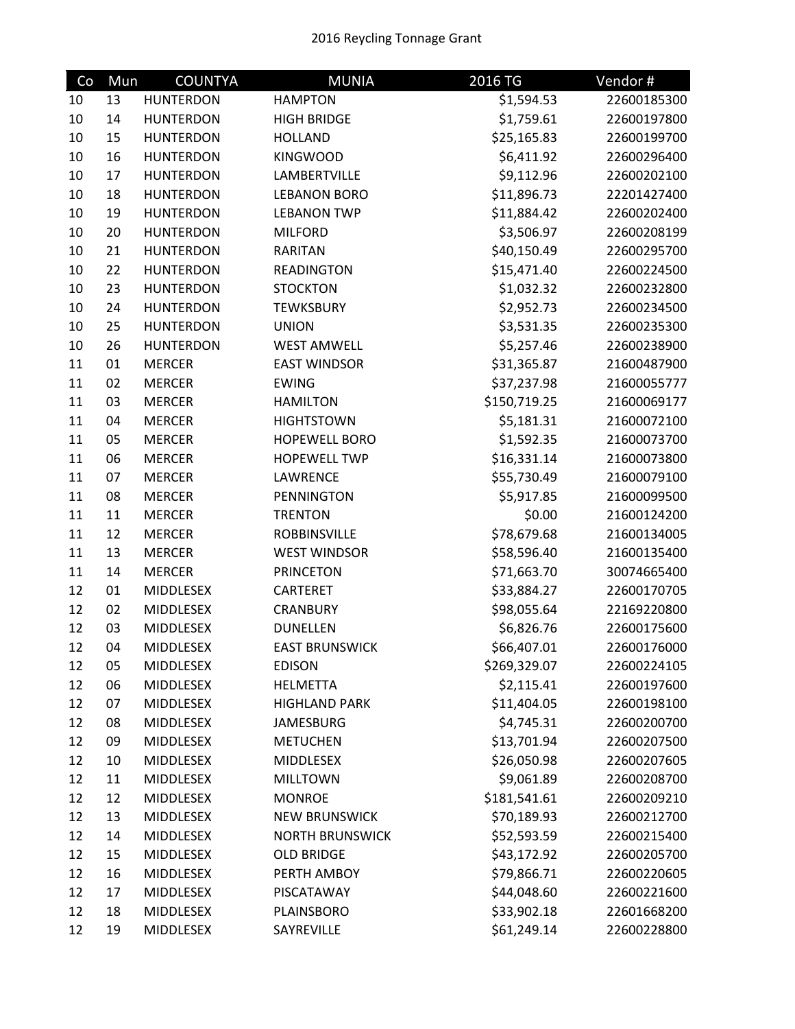2016 Reycling Tonnage Grant

| Co | Mun | COUNTYA | MUNIA | 2016 TG | Vendor # |
|---|---|---|---|---|---|
| 10 | 13 | HUNTERDON | HAMPTON | $1,594.53 | 22600185300 |
| 10 | 14 | HUNTERDON | HIGH BRIDGE | $1,759.61 | 22600197800 |
| 10 | 15 | HUNTERDON | HOLLAND | $25,165.83 | 22600199700 |
| 10 | 16 | HUNTERDON | KINGWOOD | $6,411.92 | 22600296400 |
| 10 | 17 | HUNTERDON | LAMBERTVILLE | $9,112.96 | 22600202100 |
| 10 | 18 | HUNTERDON | LEBANON BORO | $11,896.73 | 22201427400 |
| 10 | 19 | HUNTERDON | LEBANON TWP | $11,884.42 | 22600202400 |
| 10 | 20 | HUNTERDON | MILFORD | $3,506.97 | 22600208199 |
| 10 | 21 | HUNTERDON | RARITAN | $40,150.49 | 22600295700 |
| 10 | 22 | HUNTERDON | READINGTON | $15,471.40 | 22600224500 |
| 10 | 23 | HUNTERDON | STOCKTON | $1,032.32 | 22600232800 |
| 10 | 24 | HUNTERDON | TEWKSBURY | $2,952.73 | 22600234500 |
| 10 | 25 | HUNTERDON | UNION | $3,531.35 | 22600235300 |
| 10 | 26 | HUNTERDON | WEST AMWELL | $5,257.46 | 22600238900 |
| 11 | 01 | MERCER | EAST WINDSOR | $31,365.87 | 21600487900 |
| 11 | 02 | MERCER | EWING | $37,237.98 | 21600055777 |
| 11 | 03 | MERCER | HAMILTON | $150,719.25 | 21600069177 |
| 11 | 04 | MERCER | HIGHTSTOWN | $5,181.31 | 21600072100 |
| 11 | 05 | MERCER | HOPEWELL BORO | $1,592.35 | 21600073700 |
| 11 | 06 | MERCER | HOPEWELL TWP | $16,331.14 | 21600073800 |
| 11 | 07 | MERCER | LAWRENCE | $55,730.49 | 21600079100 |
| 11 | 08 | MERCER | PENNINGTON | $5,917.85 | 21600099500 |
| 11 | 11 | MERCER | TRENTON | $0.00 | 21600124200 |
| 11 | 12 | MERCER | ROBBINSVILLE | $78,679.68 | 21600134005 |
| 11 | 13 | MERCER | WEST WINDSOR | $58,596.40 | 21600135400 |
| 11 | 14 | MERCER | PRINCETON | $71,663.70 | 30074665400 |
| 12 | 01 | MIDDLESEX | CARTERET | $33,884.27 | 22600170705 |
| 12 | 02 | MIDDLESEX | CRANBURY | $98,055.64 | 22169220800 |
| 12 | 03 | MIDDLESEX | DUNELLEN | $6,826.76 | 22600175600 |
| 12 | 04 | MIDDLESEX | EAST BRUNSWICK | $66,407.01 | 22600176000 |
| 12 | 05 | MIDDLESEX | EDISON | $269,329.07 | 22600224105 |
| 12 | 06 | MIDDLESEX | HELMETTA | $2,115.41 | 22600197600 |
| 12 | 07 | MIDDLESEX | HIGHLAND PARK | $11,404.05 | 22600198100 |
| 12 | 08 | MIDDLESEX | JAMESBURG | $4,745.31 | 22600200700 |
| 12 | 09 | MIDDLESEX | METUCHEN | $13,701.94 | 22600207500 |
| 12 | 10 | MIDDLESEX | MIDDLESEX | $26,050.98 | 22600207605 |
| 12 | 11 | MIDDLESEX | MILLTOWN | $9,061.89 | 22600208700 |
| 12 | 12 | MIDDLESEX | MONROE | $181,541.61 | 22600209210 |
| 12 | 13 | MIDDLESEX | NEW BRUNSWICK | $70,189.93 | 22600212700 |
| 12 | 14 | MIDDLESEX | NORTH BRUNSWICK | $52,593.59 | 22600215400 |
| 12 | 15 | MIDDLESEX | OLD BRIDGE | $43,172.92 | 22600205700 |
| 12 | 16 | MIDDLESEX | PERTH AMBOY | $79,866.71 | 22600220605 |
| 12 | 17 | MIDDLESEX | PISCATAWAY | $44,048.60 | 22600221600 |
| 12 | 18 | MIDDLESEX | PLAINSBORO | $33,902.18 | 22601668200 |
| 12 | 19 | MIDDLESEX | SAYREVILLE | $61,249.14 | 22600228800 |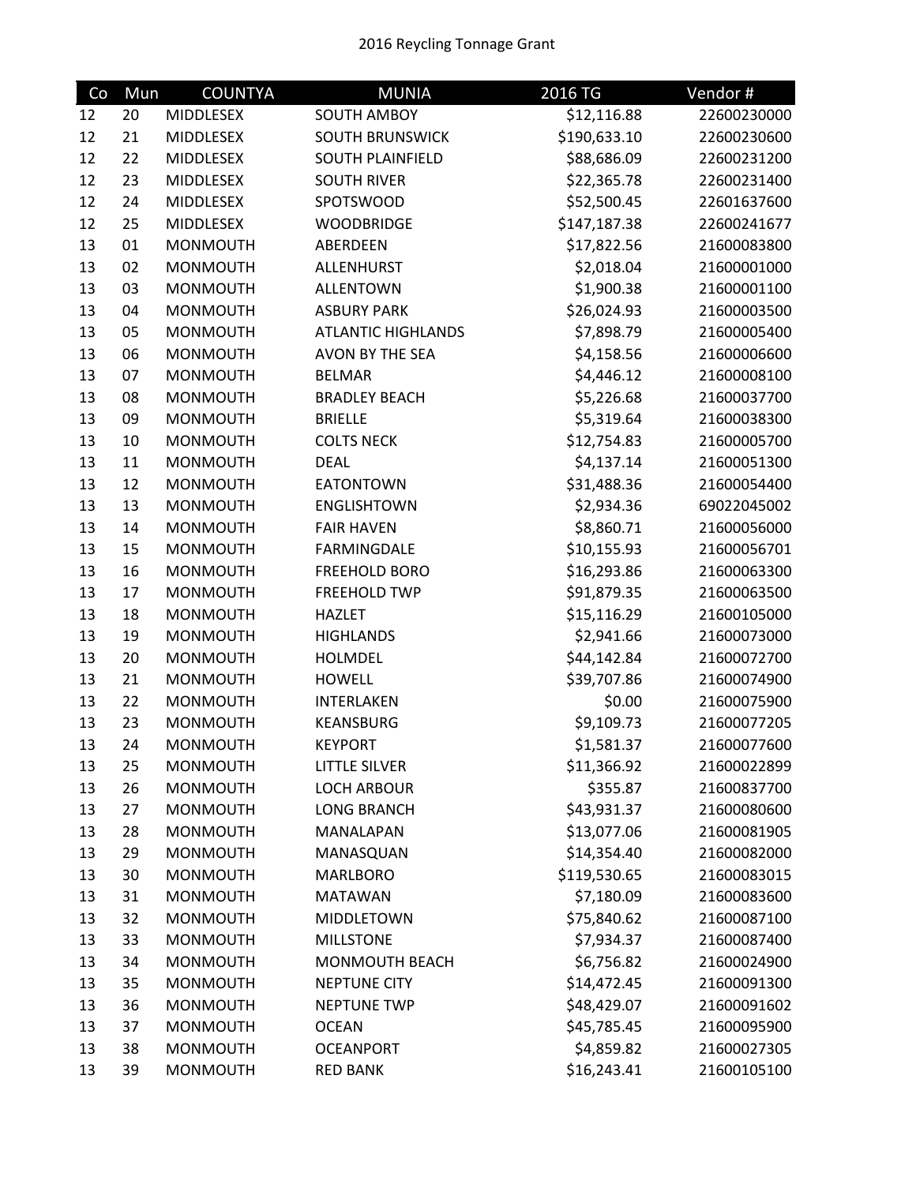2016 Reycling Tonnage Grant

| Co | Mun | COUNTYA | MUNIA | 2016 TG | Vendor # |
|---|---|---|---|---|---|
| 12 | 20 | MIDDLESEX | SOUTH AMBOY | $12,116.88 | 22600230000 |
| 12 | 21 | MIDDLESEX | SOUTH BRUNSWICK | $190,633.10 | 22600230600 |
| 12 | 22 | MIDDLESEX | SOUTH PLAINFIELD | $88,686.09 | 22600231200 |
| 12 | 23 | MIDDLESEX | SOUTH RIVER | $22,365.78 | 22600231400 |
| 12 | 24 | MIDDLESEX | SPOTSWOOD | $52,500.45 | 22601637600 |
| 12 | 25 | MIDDLESEX | WOODBRIDGE | $147,187.38 | 22600241677 |
| 13 | 01 | MONMOUTH | ABERDEEN | $17,822.56 | 21600083800 |
| 13 | 02 | MONMOUTH | ALLENHURST | $2,018.04 | 21600001000 |
| 13 | 03 | MONMOUTH | ALLENTOWN | $1,900.38 | 21600001100 |
| 13 | 04 | MONMOUTH | ASBURY PARK | $26,024.93 | 21600003500 |
| 13 | 05 | MONMOUTH | ATLANTIC HIGHLANDS | $7,898.79 | 21600005400 |
| 13 | 06 | MONMOUTH | AVON BY THE SEA | $4,158.56 | 21600006600 |
| 13 | 07 | MONMOUTH | BELMAR | $4,446.12 | 21600008100 |
| 13 | 08 | MONMOUTH | BRADLEY BEACH | $5,226.68 | 21600037700 |
| 13 | 09 | MONMOUTH | BRIELLE | $5,319.64 | 21600038300 |
| 13 | 10 | MONMOUTH | COLTS NECK | $12,754.83 | 21600005700 |
| 13 | 11 | MONMOUTH | DEAL | $4,137.14 | 21600051300 |
| 13 | 12 | MONMOUTH | EATONTOWN | $31,488.36 | 21600054400 |
| 13 | 13 | MONMOUTH | ENGLISHTOWN | $2,934.36 | 69022045002 |
| 13 | 14 | MONMOUTH | FAIR HAVEN | $8,860.71 | 21600056000 |
| 13 | 15 | MONMOUTH | FARMINGDALE | $10,155.93 | 21600056701 |
| 13 | 16 | MONMOUTH | FREEHOLD BORO | $16,293.86 | 21600063300 |
| 13 | 17 | MONMOUTH | FREEHOLD TWP | $91,879.35 | 21600063500 |
| 13 | 18 | MONMOUTH | HAZLET | $15,116.29 | 21600105000 |
| 13 | 19 | MONMOUTH | HIGHLANDS | $2,941.66 | 21600073000 |
| 13 | 20 | MONMOUTH | HOLMDEL | $44,142.84 | 21600072700 |
| 13 | 21 | MONMOUTH | HOWELL | $39,707.86 | 21600074900 |
| 13 | 22 | MONMOUTH | INTERLAKEN | $0.00 | 21600075900 |
| 13 | 23 | MONMOUTH | KEANSBURG | $9,109.73 | 21600077205 |
| 13 | 24 | MONMOUTH | KEYPORT | $1,581.37 | 21600077600 |
| 13 | 25 | MONMOUTH | LITTLE SILVER | $11,366.92 | 21600022899 |
| 13 | 26 | MONMOUTH | LOCH ARBOUR | $355.87 | 21600837700 |
| 13 | 27 | MONMOUTH | LONG BRANCH | $43,931.37 | 21600080600 |
| 13 | 28 | MONMOUTH | MANALAPAN | $13,077.06 | 21600081905 |
| 13 | 29 | MONMOUTH | MANASQUAN | $14,354.40 | 21600082000 |
| 13 | 30 | MONMOUTH | MARLBORO | $119,530.65 | 21600083015 |
| 13 | 31 | MONMOUTH | MATAWAN | $7,180.09 | 21600083600 |
| 13 | 32 | MONMOUTH | MIDDLETOWN | $75,840.62 | 21600087100 |
| 13 | 33 | MONMOUTH | MILLSTONE | $7,934.37 | 21600087400 |
| 13 | 34 | MONMOUTH | MONMOUTH BEACH | $6,756.82 | 21600024900 |
| 13 | 35 | MONMOUTH | NEPTUNE CITY | $14,472.45 | 21600091300 |
| 13 | 36 | MONMOUTH | NEPTUNE TWP | $48,429.07 | 21600091602 |
| 13 | 37 | MONMOUTH | OCEAN | $45,785.45 | 21600095900 |
| 13 | 38 | MONMOUTH | OCEANPORT | $4,859.82 | 21600027305 |
| 13 | 39 | MONMOUTH | RED BANK | $16,243.41 | 21600105100 |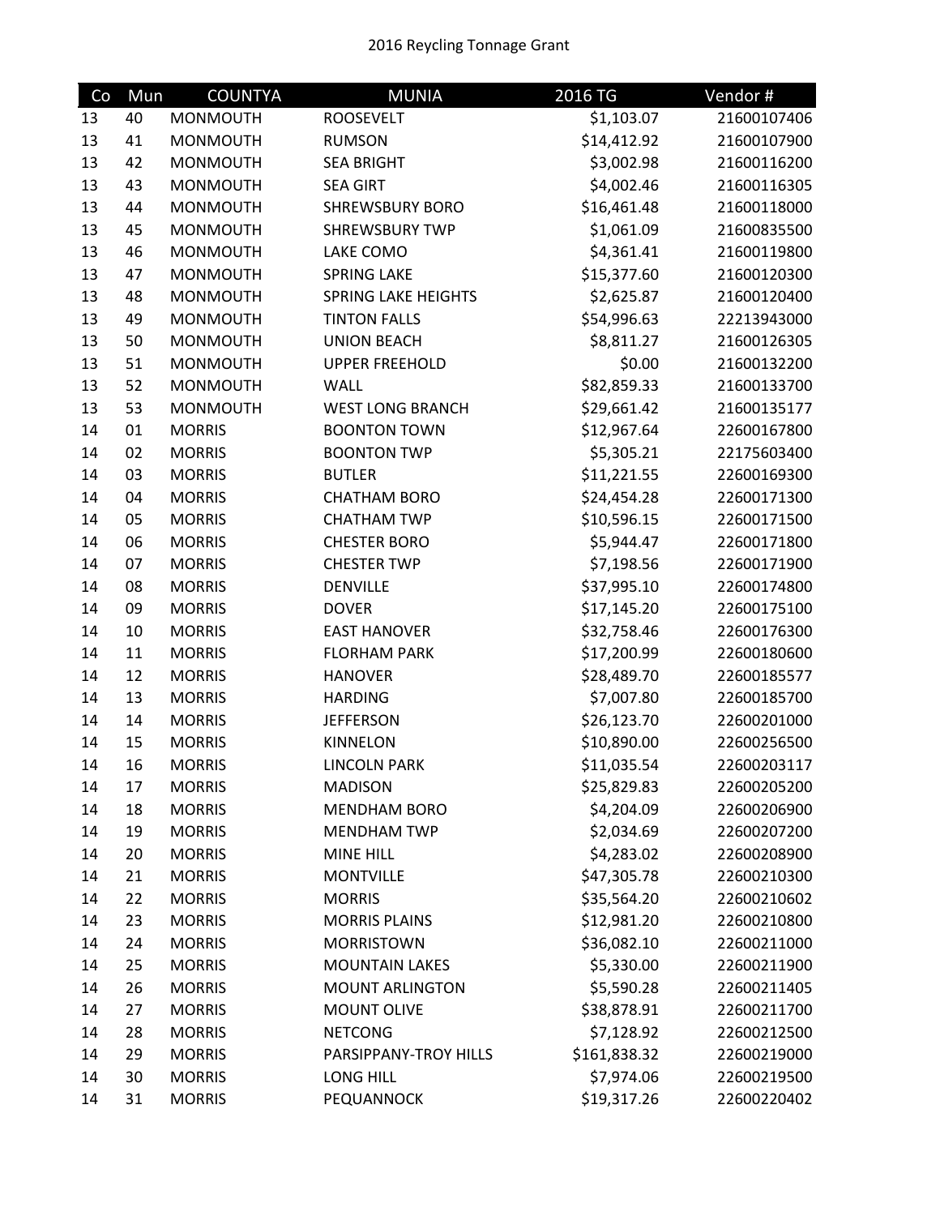2016 Reycling Tonnage Grant

| Co | Mun | COUNTYA | MUNIA | 2016 TG | Vendor # |
|---|---|---|---|---|---|
| 13 | 40 | MONMOUTH | ROOSEVELT | $1,103.07 | 21600107406 |
| 13 | 41 | MONMOUTH | RUMSON | $14,412.92 | 21600107900 |
| 13 | 42 | MONMOUTH | SEA BRIGHT | $3,002.98 | 21600116200 |
| 13 | 43 | MONMOUTH | SEA GIRT | $4,002.46 | 21600116305 |
| 13 | 44 | MONMOUTH | SHREWSBURY BORO | $16,461.48 | 21600118000 |
| 13 | 45 | MONMOUTH | SHREWSBURY TWP | $1,061.09 | 21600835500 |
| 13 | 46 | MONMOUTH | LAKE COMO | $4,361.41 | 21600119800 |
| 13 | 47 | MONMOUTH | SPRING LAKE | $15,377.60 | 21600120300 |
| 13 | 48 | MONMOUTH | SPRING LAKE HEIGHTS | $2,625.87 | 21600120400 |
| 13 | 49 | MONMOUTH | TINTON FALLS | $54,996.63 | 22213943000 |
| 13 | 50 | MONMOUTH | UNION BEACH | $8,811.27 | 21600126305 |
| 13 | 51 | MONMOUTH | UPPER FREEHOLD | $0.00 | 21600132200 |
| 13 | 52 | MONMOUTH | WALL | $82,859.33 | 21600133700 |
| 13 | 53 | MONMOUTH | WEST LONG BRANCH | $29,661.42 | 21600135177 |
| 14 | 01 | MORRIS | BOONTON TOWN | $12,967.64 | 22600167800 |
| 14 | 02 | MORRIS | BOONTON TWP | $5,305.21 | 22175603400 |
| 14 | 03 | MORRIS | BUTLER | $11,221.55 | 22600169300 |
| 14 | 04 | MORRIS | CHATHAM BORO | $24,454.28 | 22600171300 |
| 14 | 05 | MORRIS | CHATHAM TWP | $10,596.15 | 22600171500 |
| 14 | 06 | MORRIS | CHESTER BORO | $5,944.47 | 22600171800 |
| 14 | 07 | MORRIS | CHESTER TWP | $7,198.56 | 22600171900 |
| 14 | 08 | MORRIS | DENVILLE | $37,995.10 | 22600174800 |
| 14 | 09 | MORRIS | DOVER | $17,145.20 | 22600175100 |
| 14 | 10 | MORRIS | EAST HANOVER | $32,758.46 | 22600176300 |
| 14 | 11 | MORRIS | FLORHAM PARK | $17,200.99 | 22600180600 |
| 14 | 12 | MORRIS | HANOVER | $28,489.70 | 22600185577 |
| 14 | 13 | MORRIS | HARDING | $7,007.80 | 22600185700 |
| 14 | 14 | MORRIS | JEFFERSON | $26,123.70 | 22600201000 |
| 14 | 15 | MORRIS | KINNELON | $10,890.00 | 22600256500 |
| 14 | 16 | MORRIS | LINCOLN PARK | $11,035.54 | 22600203117 |
| 14 | 17 | MORRIS | MADISON | $25,829.83 | 22600205200 |
| 14 | 18 | MORRIS | MENDHAM BORO | $4,204.09 | 22600206900 |
| 14 | 19 | MORRIS | MENDHAM TWP | $2,034.69 | 22600207200 |
| 14 | 20 | MORRIS | MINE HILL | $4,283.02 | 22600208900 |
| 14 | 21 | MORRIS | MONTVILLE | $47,305.78 | 22600210300 |
| 14 | 22 | MORRIS | MORRIS | $35,564.20 | 22600210602 |
| 14 | 23 | MORRIS | MORRIS PLAINS | $12,981.20 | 22600210800 |
| 14 | 24 | MORRIS | MORRISTOWN | $36,082.10 | 22600211000 |
| 14 | 25 | MORRIS | MOUNTAIN LAKES | $5,330.00 | 22600211900 |
| 14 | 26 | MORRIS | MOUNT ARLINGTON | $5,590.28 | 22600211405 |
| 14 | 27 | MORRIS | MOUNT OLIVE | $38,878.91 | 22600211700 |
| 14 | 28 | MORRIS | NETCONG | $7,128.92 | 22600212500 |
| 14 | 29 | MORRIS | PARSIPPANY-TROY HILLS | $161,838.32 | 22600219000 |
| 14 | 30 | MORRIS | LONG HILL | $7,974.06 | 22600219500 |
| 14 | 31 | MORRIS | PEQUANNOCK | $19,317.26 | 22600220402 |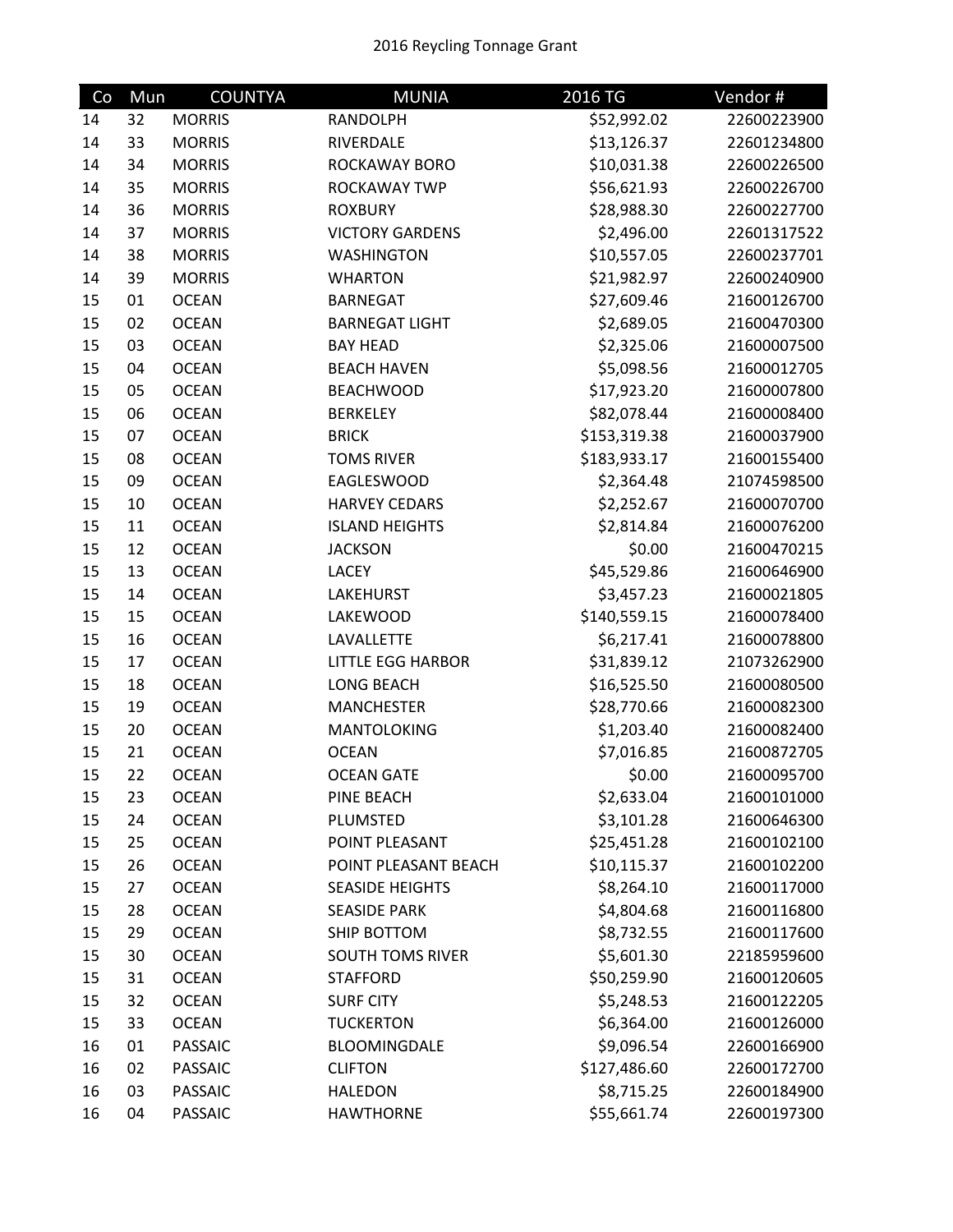2016 Reycling Tonnage Grant

| Co | Mun | COUNTYA | MUNIA | 2016 TG | Vendor # |
|---|---|---|---|---|---|
| 14 | 32 | MORRIS | RANDOLPH | $52,992.02 | 22600223900 |
| 14 | 33 | MORRIS | RIVERDALE | $13,126.37 | 22601234800 |
| 14 | 34 | MORRIS | ROCKAWAY BORO | $10,031.38 | 22600226500 |
| 14 | 35 | MORRIS | ROCKAWAY TWP | $56,621.93 | 22600226700 |
| 14 | 36 | MORRIS | ROXBURY | $28,988.30 | 22600227700 |
| 14 | 37 | MORRIS | VICTORY GARDENS | $2,496.00 | 22601317522 |
| 14 | 38 | MORRIS | WASHINGTON | $10,557.05 | 22600237701 |
| 14 | 39 | MORRIS | WHARTON | $21,982.97 | 22600240900 |
| 15 | 01 | OCEAN | BARNEGAT | $27,609.46 | 21600126700 |
| 15 | 02 | OCEAN | BARNEGAT LIGHT | $2,689.05 | 21600470300 |
| 15 | 03 | OCEAN | BAY HEAD | $2,325.06 | 21600007500 |
| 15 | 04 | OCEAN | BEACH HAVEN | $5,098.56 | 21600012705 |
| 15 | 05 | OCEAN | BEACHWOOD | $17,923.20 | 21600007800 |
| 15 | 06 | OCEAN | BERKELEY | $82,078.44 | 21600008400 |
| 15 | 07 | OCEAN | BRICK | $153,319.38 | 21600037900 |
| 15 | 08 | OCEAN | TOMS RIVER | $183,933.17 | 21600155400 |
| 15 | 09 | OCEAN | EAGLESWOOD | $2,364.48 | 21074598500 |
| 15 | 10 | OCEAN | HARVEY CEDARS | $2,252.67 | 21600070700 |
| 15 | 11 | OCEAN | ISLAND HEIGHTS | $2,814.84 | 21600076200 |
| 15 | 12 | OCEAN | JACKSON | $0.00 | 21600470215 |
| 15 | 13 | OCEAN | LACEY | $45,529.86 | 21600646900 |
| 15 | 14 | OCEAN | LAKEHURST | $3,457.23 | 21600021805 |
| 15 | 15 | OCEAN | LAKEWOOD | $140,559.15 | 21600078400 |
| 15 | 16 | OCEAN | LAVALLETTE | $6,217.41 | 21600078800 |
| 15 | 17 | OCEAN | LITTLE EGG HARBOR | $31,839.12 | 21073262900 |
| 15 | 18 | OCEAN | LONG BEACH | $16,525.50 | 21600080500 |
| 15 | 19 | OCEAN | MANCHESTER | $28,770.66 | 21600082300 |
| 15 | 20 | OCEAN | MANTOLOKING | $1,203.40 | 21600082400 |
| 15 | 21 | OCEAN | OCEAN | $7,016.85 | 21600872705 |
| 15 | 22 | OCEAN | OCEAN GATE | $0.00 | 21600095700 |
| 15 | 23 | OCEAN | PINE BEACH | $2,633.04 | 21600101000 |
| 15 | 24 | OCEAN | PLUMSTED | $3,101.28 | 21600646300 |
| 15 | 25 | OCEAN | POINT PLEASANT | $25,451.28 | 21600102100 |
| 15 | 26 | OCEAN | POINT PLEASANT BEACH | $10,115.37 | 21600102200 |
| 15 | 27 | OCEAN | SEASIDE HEIGHTS | $8,264.10 | 21600117000 |
| 15 | 28 | OCEAN | SEASIDE PARK | $4,804.68 | 21600116800 |
| 15 | 29 | OCEAN | SHIP BOTTOM | $8,732.55 | 21600117600 |
| 15 | 30 | OCEAN | SOUTH TOMS RIVER | $5,601.30 | 22185959600 |
| 15 | 31 | OCEAN | STAFFORD | $50,259.90 | 21600120605 |
| 15 | 32 | OCEAN | SURF CITY | $5,248.53 | 21600122205 |
| 15 | 33 | OCEAN | TUCKERTON | $6,364.00 | 21600126000 |
| 16 | 01 | PASSAIC | BLOOMINGDALE | $9,096.54 | 22600166900 |
| 16 | 02 | PASSAIC | CLIFTON | $127,486.60 | 22600172700 |
| 16 | 03 | PASSAIC | HALEDON | $8,715.25 | 22600184900 |
| 16 | 04 | PASSAIC | HAWTHORNE | $55,661.74 | 22600197300 |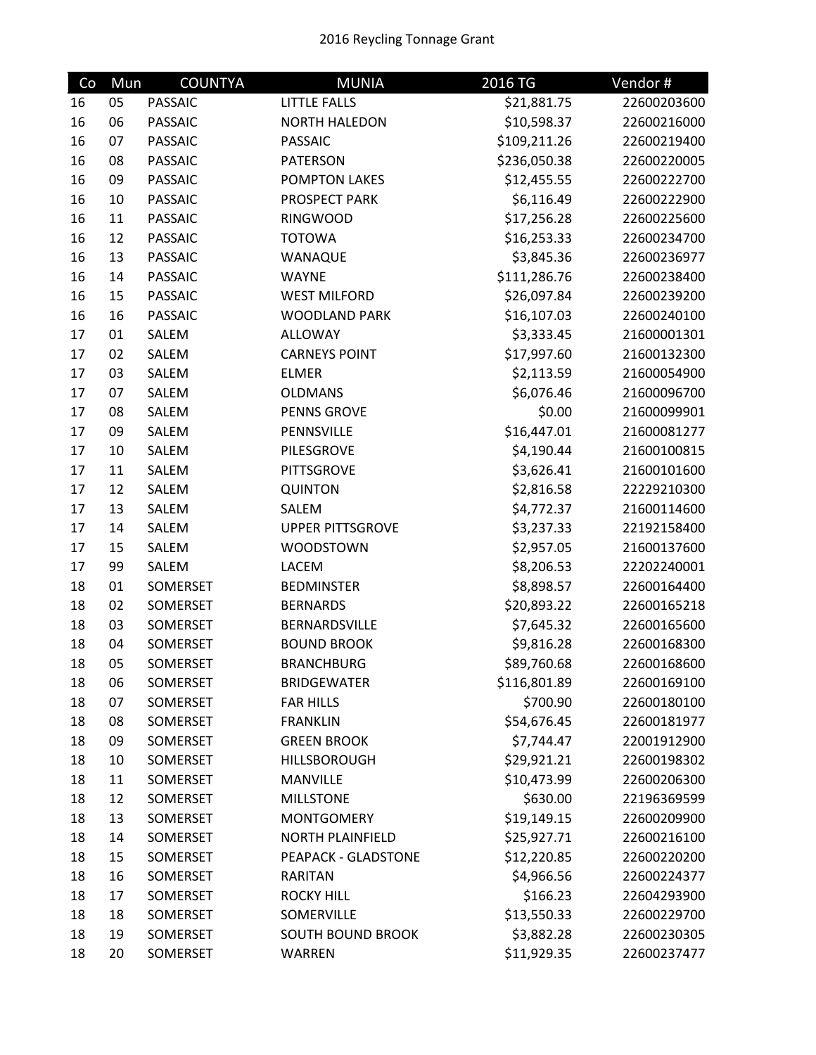2016 Reycling Tonnage Grant

| Co | Mun | COUNTYA | MUNIA | 2016 TG | Vendor # |
|---|---|---|---|---|---|
| 16 | 05 | PASSAIC | LITTLE FALLS | $21,881.75 | 22600203600 |
| 16 | 06 | PASSAIC | NORTH HALEDON | $10,598.37 | 22600216000 |
| 16 | 07 | PASSAIC | PASSAIC | $109,211.26 | 22600219400 |
| 16 | 08 | PASSAIC | PATERSON | $236,050.38 | 22600220005 |
| 16 | 09 | PASSAIC | POMPTON LAKES | $12,455.55 | 22600222700 |
| 16 | 10 | PASSAIC | PROSPECT PARK | $6,116.49 | 22600222900 |
| 16 | 11 | PASSAIC | RINGWOOD | $17,256.28 | 22600225600 |
| 16 | 12 | PASSAIC | TOTOWA | $16,253.33 | 22600234700 |
| 16 | 13 | PASSAIC | WANAQUE | $3,845.36 | 22600236977 |
| 16 | 14 | PASSAIC | WAYNE | $111,286.76 | 22600238400 |
| 16 | 15 | PASSAIC | WEST MILFORD | $26,097.84 | 22600239200 |
| 16 | 16 | PASSAIC | WOODLAND PARK | $16,107.03 | 22600240100 |
| 17 | 01 | SALEM | ALLOWAY | $3,333.45 | 21600001301 |
| 17 | 02 | SALEM | CARNEYS POINT | $17,997.60 | 21600132300 |
| 17 | 03 | SALEM | ELMER | $2,113.59 | 21600054900 |
| 17 | 07 | SALEM | OLDMANS | $6,076.46 | 21600096700 |
| 17 | 08 | SALEM | PENNS GROVE | $0.00 | 21600099901 |
| 17 | 09 | SALEM | PENNSVILLE | $16,447.01 | 21600081277 |
| 17 | 10 | SALEM | PILESGROVE | $4,190.44 | 21600100815 |
| 17 | 11 | SALEM | PITTSGROVE | $3,626.41 | 21600101600 |
| 17 | 12 | SALEM | QUINTON | $2,816.58 | 22229210300 |
| 17 | 13 | SALEM | SALEM | $4,772.37 | 21600114600 |
| 17 | 14 | SALEM | UPPER PITTSGROVE | $3,237.33 | 22192158400 |
| 17 | 15 | SALEM | WOODSTOWN | $2,957.05 | 21600137600 |
| 17 | 99 | SALEM | LACEM | $8,206.53 | 22202240001 |
| 18 | 01 | SOMERSET | BEDMINSTER | $8,898.57 | 22600164400 |
| 18 | 02 | SOMERSET | BERNARDS | $20,893.22 | 22600165218 |
| 18 | 03 | SOMERSET | BERNARDSVILLE | $7,645.32 | 22600165600 |
| 18 | 04 | SOMERSET | BOUND BROOK | $9,816.28 | 22600168300 |
| 18 | 05 | SOMERSET | BRANCHBURG | $89,760.68 | 22600168600 |
| 18 | 06 | SOMERSET | BRIDGEWATER | $116,801.89 | 22600169100 |
| 18 | 07 | SOMERSET | FAR HILLS | $700.90 | 22600180100 |
| 18 | 08 | SOMERSET | FRANKLIN | $54,676.45 | 22600181977 |
| 18 | 09 | SOMERSET | GREEN BROOK | $7,744.47 | 22001912900 |
| 18 | 10 | SOMERSET | HILLSBOROUGH | $29,921.21 | 22600198302 |
| 18 | 11 | SOMERSET | MANVILLE | $10,473.99 | 22600206300 |
| 18 | 12 | SOMERSET | MILLSTONE | $630.00 | 22196369599 |
| 18 | 13 | SOMERSET | MONTGOMERY | $19,149.15 | 22600209900 |
| 18 | 14 | SOMERSET | NORTH PLAINFIELD | $25,927.71 | 22600216100 |
| 18 | 15 | SOMERSET | PEAPACK - GLADSTONE | $12,220.85 | 22600220200 |
| 18 | 16 | SOMERSET | RARITAN | $4,966.56 | 22600224377 |
| 18 | 17 | SOMERSET | ROCKY HILL | $166.23 | 22604293900 |
| 18 | 18 | SOMERSET | SOMERVILLE | $13,550.33 | 22600229700 |
| 18 | 19 | SOMERSET | SOUTH BOUND BROOK | $3,882.28 | 22600230305 |
| 18 | 20 | SOMERSET | WARREN | $11,929.35 | 22600237477 |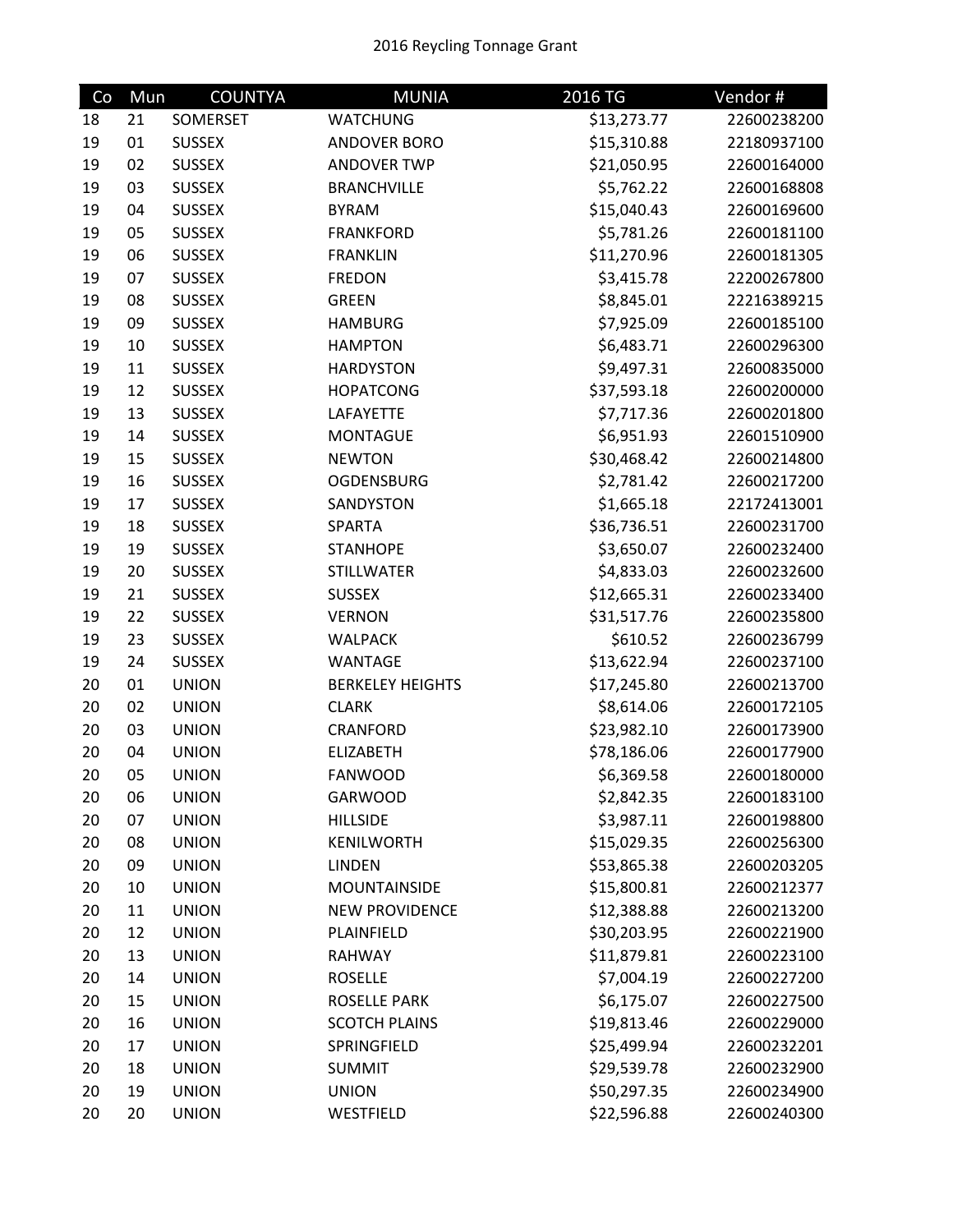2016 Reycling Tonnage Grant

| Co | Mun | COUNTYA | MUNIA | 2016 TG | Vendor # |
|---|---|---|---|---|---|
| 18 | 21 | SOMERSET | WATCHUNG | $13,273.77 | 22600238200 |
| 19 | 01 | SUSSEX | ANDOVER BORO | $15,310.88 | 22180937100 |
| 19 | 02 | SUSSEX | ANDOVER TWP | $21,050.95 | 22600164000 |
| 19 | 03 | SUSSEX | BRANCHVILLE | $5,762.22 | 22600168808 |
| 19 | 04 | SUSSEX | BYRAM | $15,040.43 | 22600169600 |
| 19 | 05 | SUSSEX | FRANKFORD | $5,781.26 | 22600181100 |
| 19 | 06 | SUSSEX | FRANKLIN | $11,270.96 | 22600181305 |
| 19 | 07 | SUSSEX | FREDON | $3,415.78 | 22200267800 |
| 19 | 08 | SUSSEX | GREEN | $8,845.01 | 22216389215 |
| 19 | 09 | SUSSEX | HAMBURG | $7,925.09 | 22600185100 |
| 19 | 10 | SUSSEX | HAMPTON | $6,483.71 | 22600296300 |
| 19 | 11 | SUSSEX | HARDYSTON | $9,497.31 | 22600835000 |
| 19 | 12 | SUSSEX | HOPATCONG | $37,593.18 | 22600200000 |
| 19 | 13 | SUSSEX | LAFAYETTE | $7,717.36 | 22600201800 |
| 19 | 14 | SUSSEX | MONTAGUE | $6,951.93 | 22601510900 |
| 19 | 15 | SUSSEX | NEWTON | $30,468.42 | 22600214800 |
| 19 | 16 | SUSSEX | OGDENSBURG | $2,781.42 | 22600217200 |
| 19 | 17 | SUSSEX | SANDYSTON | $1,665.18 | 22172413001 |
| 19 | 18 | SUSSEX | SPARTA | $36,736.51 | 22600231700 |
| 19 | 19 | SUSSEX | STANHOPE | $3,650.07 | 22600232400 |
| 19 | 20 | SUSSEX | STILLWATER | $4,833.03 | 22600232600 |
| 19 | 21 | SUSSEX | SUSSEX | $12,665.31 | 22600233400 |
| 19 | 22 | SUSSEX | VERNON | $31,517.76 | 22600235800 |
| 19 | 23 | SUSSEX | WALPACK | $610.52 | 22600236799 |
| 19 | 24 | SUSSEX | WANTAGE | $13,622.94 | 22600237100 |
| 20 | 01 | UNION | BERKELEY HEIGHTS | $17,245.80 | 22600213700 |
| 20 | 02 | UNION | CLARK | $8,614.06 | 22600172105 |
| 20 | 03 | UNION | CRANFORD | $23,982.10 | 22600173900 |
| 20 | 04 | UNION | ELIZABETH | $78,186.06 | 22600177900 |
| 20 | 05 | UNION | FANWOOD | $6,369.58 | 22600180000 |
| 20 | 06 | UNION | GARWOOD | $2,842.35 | 22600183100 |
| 20 | 07 | UNION | HILLSIDE | $3,987.11 | 22600198800 |
| 20 | 08 | UNION | KENILWORTH | $15,029.35 | 22600256300 |
| 20 | 09 | UNION | LINDEN | $53,865.38 | 22600203205 |
| 20 | 10 | UNION | MOUNTAINSIDE | $15,800.81 | 22600212377 |
| 20 | 11 | UNION | NEW PROVIDENCE | $12,388.88 | 22600213200 |
| 20 | 12 | UNION | PLAINFIELD | $30,203.95 | 22600221900 |
| 20 | 13 | UNION | RAHWAY | $11,879.81 | 22600223100 |
| 20 | 14 | UNION | ROSELLE | $7,004.19 | 22600227200 |
| 20 | 15 | UNION | ROSELLE PARK | $6,175.07 | 22600227500 |
| 20 | 16 | UNION | SCOTCH PLAINS | $19,813.46 | 22600229000 |
| 20 | 17 | UNION | SPRINGFIELD | $25,499.94 | 22600232201 |
| 20 | 18 | UNION | SUMMIT | $29,539.78 | 22600232900 |
| 20 | 19 | UNION | UNION | $50,297.35 | 22600234900 |
| 20 | 20 | UNION | WESTFIELD | $22,596.88 | 22600240300 |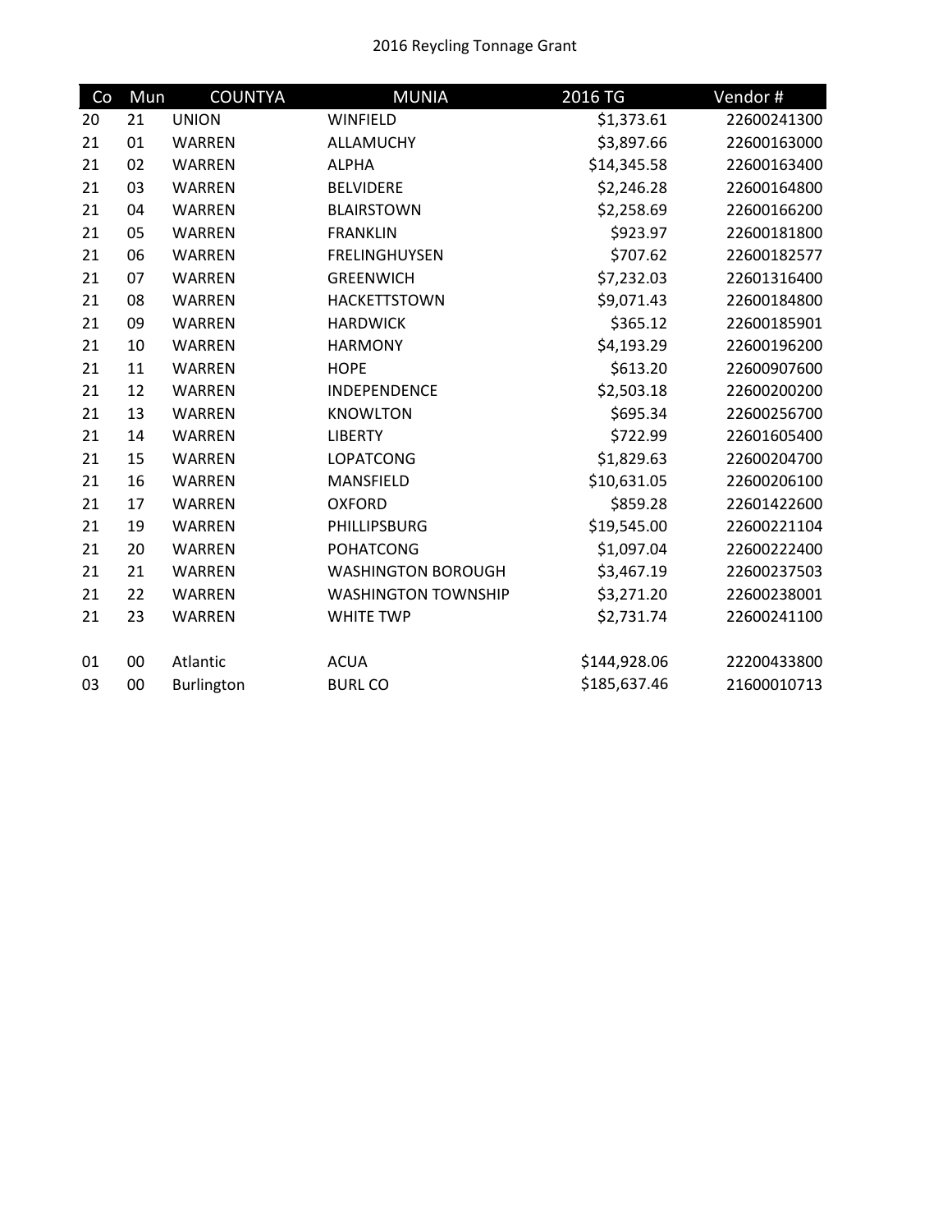2016 Reycling Tonnage Grant

| Co | Mun | COUNTYA | MUNIA | 2016 TG | Vendor # |
|---|---|---|---|---|---|
| 20 | 21 | UNION | WINFIELD | $1,373.61 | 22600241300 |
| 21 | 01 | WARREN | ALLAMUCHY | $3,897.66 | 22600163000 |
| 21 | 02 | WARREN | ALPHA | $14,345.58 | 22600163400 |
| 21 | 03 | WARREN | BELVIDERE | $2,246.28 | 22600164800 |
| 21 | 04 | WARREN | BLAIRSTOWN | $2,258.69 | 22600166200 |
| 21 | 05 | WARREN | FRANKLIN | $923.97 | 22600181800 |
| 21 | 06 | WARREN | FRELINGHUYSEN | $707.62 | 22600182577 |
| 21 | 07 | WARREN | GREENWICH | $7,232.03 | 22601316400 |
| 21 | 08 | WARREN | HACKETTSTOWN | $9,071.43 | 22600184800 |
| 21 | 09 | WARREN | HARDWICK | $365.12 | 22600185901 |
| 21 | 10 | WARREN | HARMONY | $4,193.29 | 22600196200 |
| 21 | 11 | WARREN | HOPE | $613.20 | 22600907600 |
| 21 | 12 | WARREN | INDEPENDENCE | $2,503.18 | 22600200200 |
| 21 | 13 | WARREN | KNOWLTON | $695.34 | 22600256700 |
| 21 | 14 | WARREN | LIBERTY | $722.99 | 22601605400 |
| 21 | 15 | WARREN | LOPATCONG | $1,829.63 | 22600204700 |
| 21 | 16 | WARREN | MANSFIELD | $10,631.05 | 22600206100 |
| 21 | 17 | WARREN | OXFORD | $859.28 | 22601422600 |
| 21 | 19 | WARREN | PHILLIPSBURG | $19,545.00 | 22600221104 |
| 21 | 20 | WARREN | POHATCONG | $1,097.04 | 22600222400 |
| 21 | 21 | WARREN | WASHINGTON BOROUGH | $3,467.19 | 22600237503 |
| 21 | 22 | WARREN | WASHINGTON TOWNSHIP | $3,271.20 | 22600238001 |
| 21 | 23 | WARREN | WHITE TWP | $2,731.74 | 22600241100 |
| | | | | | |
| 01 | 00 | Atlantic | ACUA | $144,928.06 | 22200433800 |
| 03 | 00 | Burlington | BURL CO | $185,637.46 | 21600010713 |